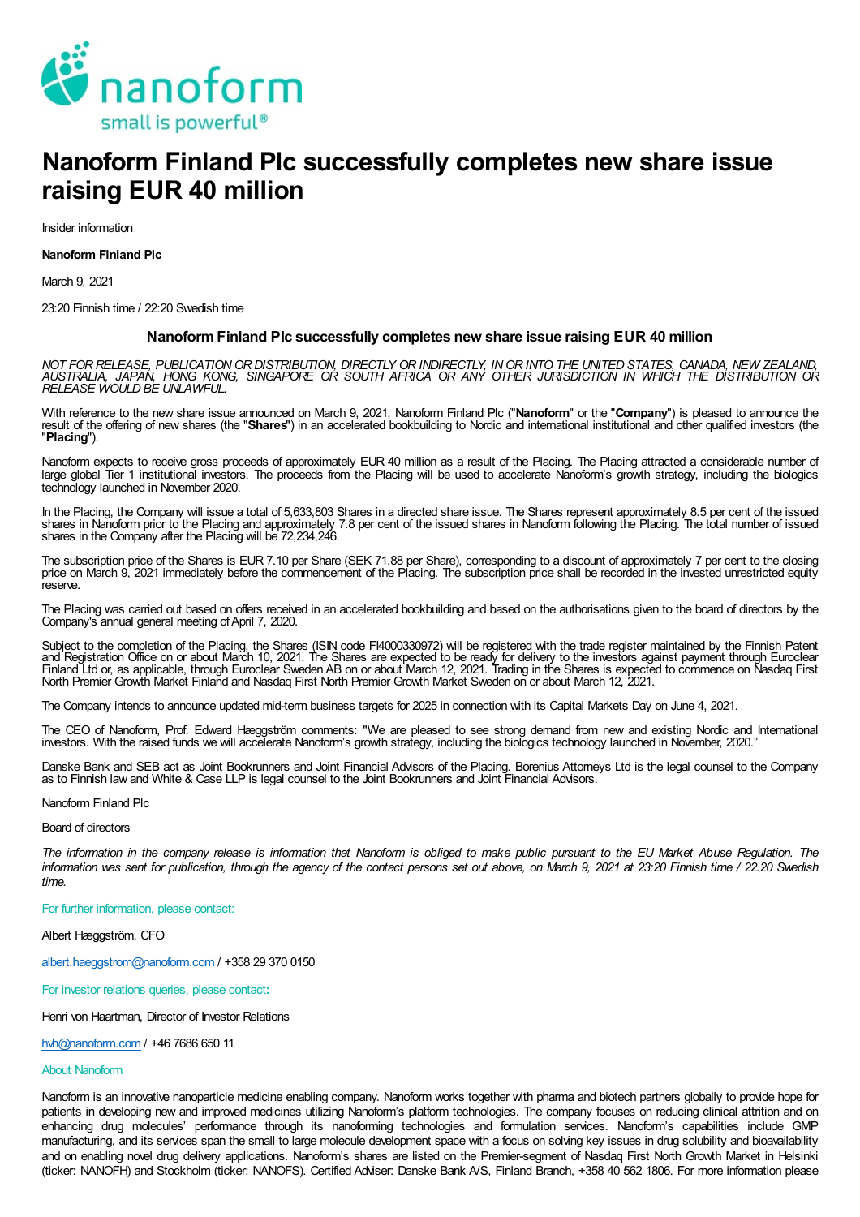# Nanoform Finland Plc successfully completes new share issue raising EUR 40 million

Insider information

**Nanoform Finland Plc**

March 9, 2021

23:20 Finnish time / 22:20 Swedish time

### Nanoform Finland Plc successfully completes new share issue raising EUR 40 million

*NOT FOR RELEASE, PUBLICATION OR DISTRIBUTION, DIRECTLY OR INDIRECTLY, IN OR INTO THE UNITED STATES, CANADA, NEW ZEALAND, AUSTRALIA, JAPAN, HONG KONG, SINGAPORE OR SOUTH AFRICA OR ANY OTHER JURISDICTION IN WHICH THE DISTRIBUTION OR RELEASE WOULD BE UNLAWFUL.*

With reference to the new share issue announced on March 9, 2021, Nanoform Finland Plc ("**Nanoform**" or the "**Company**") is pleased to announce the result of the offering of new shares (the "**Shares**") in an accelerated bookbuilding to Nordic and international institutional and other qualified investors (the "**Placing**").

Nanoform expects to receive gross proceeds of approximately EUR 40 million as a result of the Placing. The Placing attracted a considerable number of large global Tier 1 institutional investors. The proceeds from the Placing will be used to accelerate Nanoform's growth strategy, including the biologics technology launched in November 2020.

In the Placing, the Company will issue a total of 5,633,803 Shares in a directed share issue. The Shares represent approximately 8.5 per cent of the issued shares in Nanoform prior to the Placing and approximately 7.8 per cent of the issued shares in Nanoform following the Placing. The total number of issued shares in the Company after the Placing will be 72,234,246.

The subscription price of the Shares is EUR 7.10 per Share (SEK 71.88 per Share), corresponding to a discount of approximately 7 per cent to the closing price on March 9, 2021 immediately before the commencement of the Placing. The subscription price shall be recorded in the invested unrestricted equity reserve.

The Placing was carried out based on offers received in an accelerated bookbuilding and based on the authorisations given to the board of directors by the Company's annual general meeting of April 7, 2020.

Subject to the completion of the Placing, the Shares (ISIN code FI4000330972) will be registered with the trade register maintained by the Finnish Patent and Registration Office on or about March 10, 2021. The Shares are expected to be ready for delivery to the investors against payment through Euroclear Finland Ltd or, as applicable, through Euroclear Sweden AB on or about March 12, 2021. Trading in the Shares is expected to commence on Nasdaq First North Premier Growth Market Finland and Nasdaq First North Premier Growth Market Sweden on or about March 12, 2021.

The Company intends to announce updated mid-term business targets for 2025 in connection with its Capital Markets Day on June 4, 2021.

The CEO of Nanoform, Prof. Edward Hæggström comments: "We are pleased to see strong demand from new and existing Nordic and International investors. With the raised funds we will accelerate Nanoform's growth strategy, including the biologics technology launched in November, 2020."

Danske Bank and SEB act as Joint Bookrunners and Joint Financial Advisors of the Placing. Borenius Attorneys Ltd is the legal counsel to the Company as to Finnish law and White & Case LLP is legal counsel to the Joint Bookrunners and Joint Financial Advisors.

Nanoform Finland Plc

Board of directors

*The information in the company release is information that Nanoform is obliged to make public pursuant to the EU Market Abuse Regulation. The information was sent for publication, through the agency of the contact persons set out above, on March 9, 2021 at 23:20 Finnish time / 22.20 Swedish time.*

For further information, please contact:

Albert Hæggström, CFO

albert.haeggstrom@nanoform.com / +358 29 370 0150

For investor relations queries, please contact:

Henri von Haartman, Director of Investor Relations

hvh@nanoform.com / +46 7686 650 11

About Nanoform

Nanoform is an innovative nanoparticle medicine enabling company. Nanoform works together with pharma and biotech partners globally to provide hope for patients in developing new and improved medicines utilizing Nanoform's platform technologies. The company focuses on reducing clinical attrition and on enhancing drug molecules' performance through its nanoforming technologies and formulation services. Nanoform's capabilities include GMP manufacturing, and its services span the small to large molecule development space with a focus on solving key issues in drug solubility and bioavailability and on enabling novel drug delivery applications. Nanoform's shares are listed on the Premier-segment of Nasdaq First North Growth Market in Helsinki (ticker: NANOFH) and Stockholm (ticker: NANOFS). Certified Adviser: Danske Bank A/S, Finland Branch, +358 40 562 1806. For more information please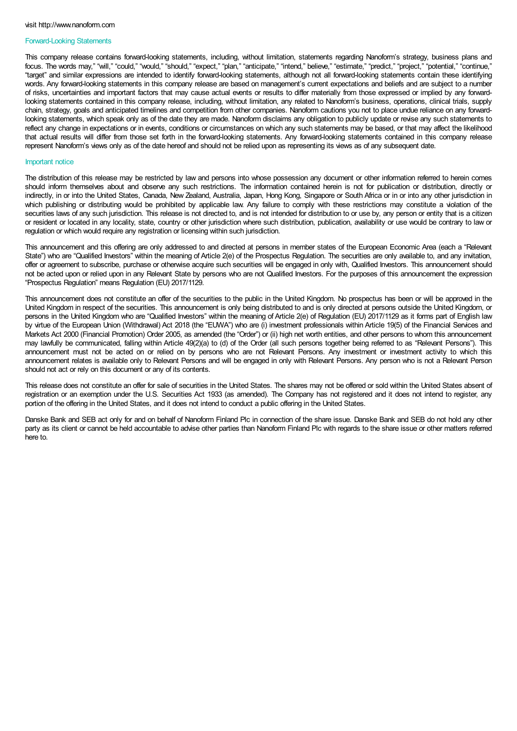visit http://www.nanoform.com

## Forward-Looking Statements

This company release contains forward-looking statements, including, without limitation, statements regarding Nanoform's strategy, business plans and focus. The words may," "will," "could," "would," "should," "expect," "plan," "anticipate," "intend," believe," "estimate," "predict," "project," "potential," "continue," "target" and similar expressions are intended to identify forward-looking statements, although not all forward-looking statements contain these identifying words. Any forward-looking statements in this company release are based on management's current expectations and beliefs and are subject to a number of risks, uncertainties and important factors that may cause actual events or results to differ materially from those expressed or implied by any forward-looking statements contained in this company release, including, without limitation, any related to Nanoform's business, operations, clinical trials, supply chain, strategy, goals and anticipated timelines and competition from other companies. Nanoform cautions you not to place undue reliance on any forward-looking statements, which speak only as of the date they are made. Nanoform disclaims any obligation to publicly update or revise any such statements to reflect any change in expectations or in events, conditions or circumstances on which any such statements may be based, or that may affect the likelihood that actual results will differ from those set forth in the forward-looking statements. Any forward-looking statements contained in this company release represent Nanoform's views only as of the date hereof and should not be relied upon as representing its views as of any subsequent date.

## Important notice

The distribution of this release may be restricted by law and persons into whose possession any document or other information referred to herein comes should inform themselves about and observe any such restrictions. The information contained herein is not for publication or distribution, directly or indirectly, in or into the United States, Canada, New Zealand, Australia, Japan, Hong Kong, Singapore or South Africa or in or into any other jurisdiction in which publishing or distributing would be prohibited by applicable law. Any failure to comply with these restrictions may constitute a violation of the securities laws of any such jurisdiction. This release is not directed to, and is not intended for distribution to or use by, any person or entity that is a citizen or resident or located in any locality, state, country or other jurisdiction where such distribution, publication, availability or use would be contrary to law or regulation or which would require any registration or licensing within such jurisdiction.

This announcement and this offering are only addressed to and directed at persons in member states of the European Economic Area (each a "Relevant State") who are "Qualified Investors" within the meaning of Article 2(e) of the Prospectus Regulation. The securities are only available to, and any invitation, offer or agreement to subscribe, purchase or otherwise acquire such securities will be engaged in only with, Qualified Investors. This announcement should not be acted upon or relied upon in any Relevant State by persons who are not Qualified Investors. For the purposes of this announcement the expression "Prospectus Regulation" means Regulation (EU) 2017/1129.

This announcement does not constitute an offer of the securities to the public in the United Kingdom. No prospectus has been or will be approved in the United Kingdom in respect of the securities. This announcement is only being distributed to and is only directed at persons outside the United Kingdom, or persons in the United Kingdom who are "Qualified Investors" within the meaning of Article 2(e) of Regulation (EU) 2017/1129 as it forms part of English law by virtue of the European Union (Withdrawal) Act 2018 (the "EUWA") who are (i) investment professionals within Article 19(5) of the Financial Services and Markets Act 2000 (Financial Promotion) Order 2005, as amended (the "Order") or (ii) high net worth entities, and other persons to whom this announcement may lawfully be communicated, falling within Article 49(2)(a) to (d) of the Order (all such persons together being referred to as "Relevant Persons"). This announcement must not be acted on or relied on by persons who are not Relevant Persons. Any investment or investment activity to which this announcement relates is available only to Relevant Persons and will be engaged in only with Relevant Persons. Any person who is not a Relevant Person should not act or rely on this document or any of its contents.

This release does not constitute an offer for sale of securities in the United States. The shares may not be offered or sold within the United States absent of registration or an exemption under the U.S. Securities Act 1933 (as amended). The Company has not registered and it does not intend to register, any portion of the offering in the United States, and it does not intend to conduct a public offering in the United States.

Danske Bank and SEB act only for and on behalf of Nanoform Finland Plc in connection of the share issue. Danske Bank and SEB do not hold any other party as its client or cannot be held accountable to advise other parties than Nanoform Finland Plc with regards to the share issue or other matters referred here to.